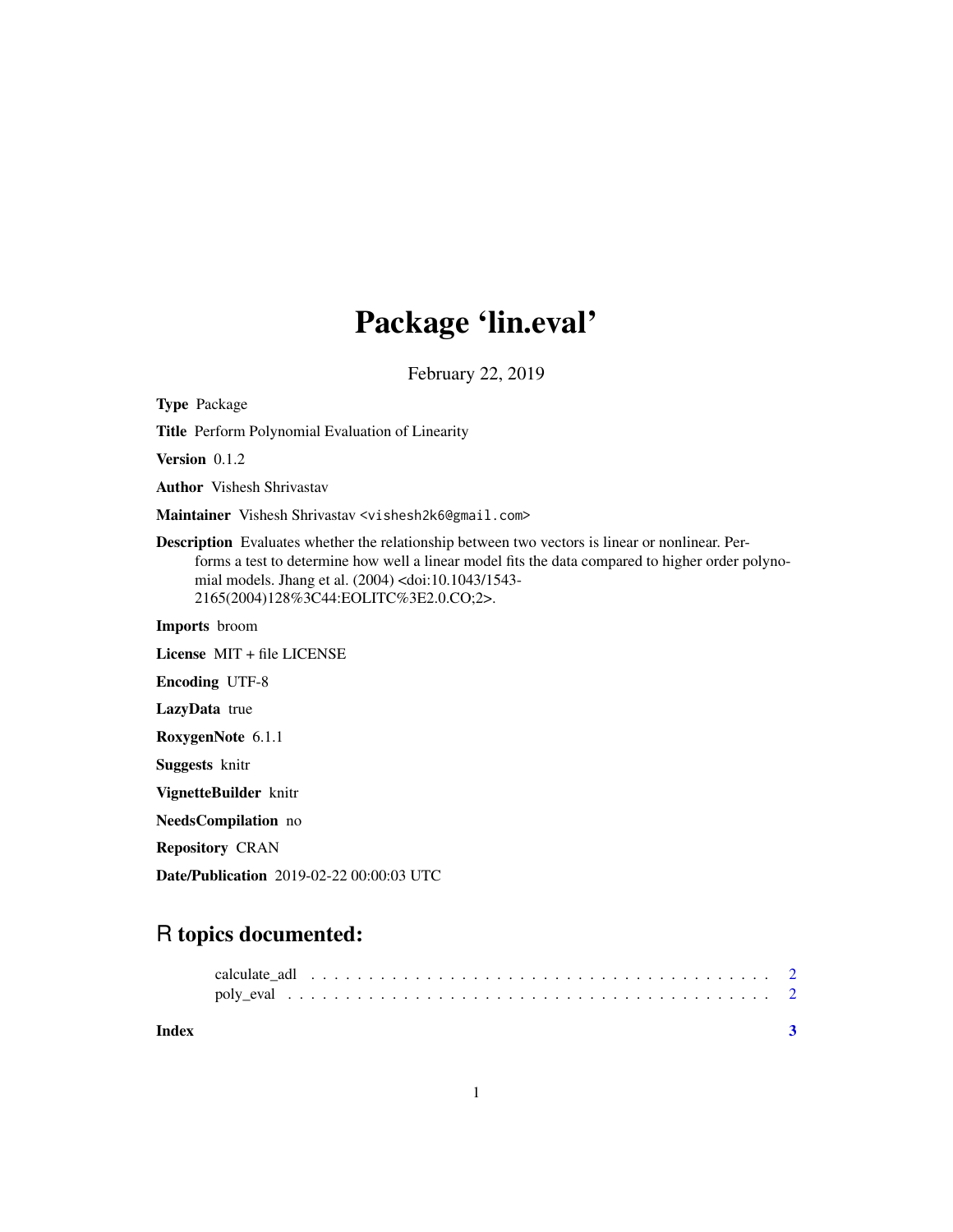# Package 'lin.eval'

February 22, 2019

**Type** Package

**Title** Perform Polynomial Evaluation of Linearity

**Version** 0.1.2

**Author** Vishesh Shrivastav

**Maintainer** Vishesh Shrivastav <vishesh2k6@gmail.com>

**Description** Evaluates whether the relationship between two vectors is linear or nonlinear. Performs a test to determine how well a linear model fits the data compared to higher order polynomial models. Jhang et al. (2004) <doi:10.1043/1543-2165(2004)128%3C44:EOLITC%3E2.0.CO;2>.

**Imports** broom

**License** MIT + file LICENSE

**Encoding** UTF-8

**LazyData** true

**RoxygenNote** 6.1.1

**Suggests** knitr

**VignetteBuilder** knitr

**NeedsCompilation** no

**Repository** CRAN

**Date/Publication** 2019-02-22 00:00:03 UTC

## R topics documented:

calculate_adl . . . . . . . . . . . . . . . . . . . . . . . . . . . . . . . . . . . . . . . . 2
poly_eval . . . . . . . . . . . . . . . . . . . . . . . . . . . . . . . . . . . . . . . . . . 2

**Index** 3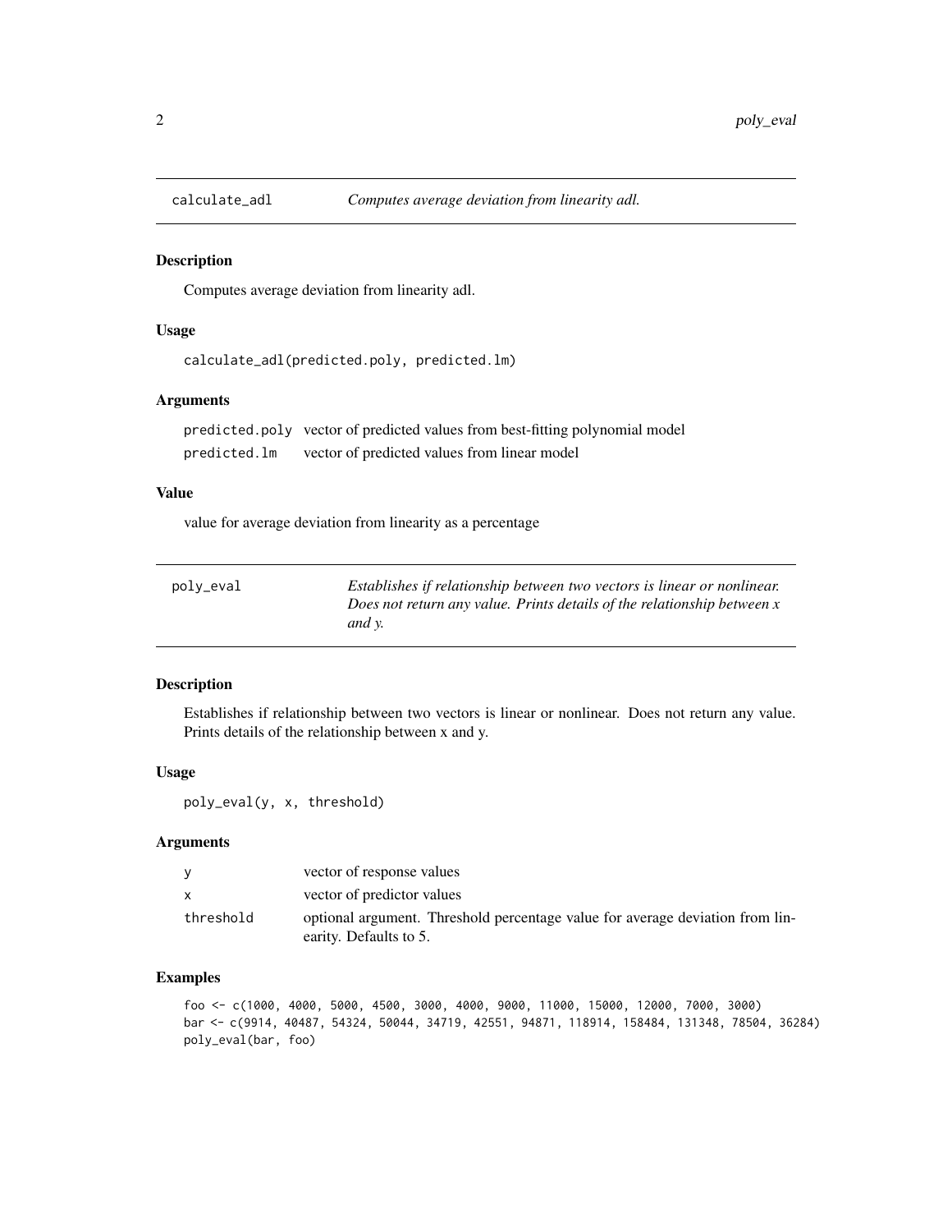## calculate_adl — *Computes average deviation from linearity adl.*

### Description

Computes average deviation from linearity adl.

### Usage

```
calculate_adl(predicted.poly, predicted.lm)
```

### Arguments

| | |
|---|---|
| predicted.poly | vector of predicted values from best-fitting polynomial model |
| predicted.lm | vector of predicted values from linear model |

### Value

value for average deviation from linearity as a percentage

## poly_eval — *Establishes if relationship between two vectors is linear or nonlinear. Does not return any value. Prints details of the relationship between x and y.*

### Description

Establishes if relationship between two vectors is linear or nonlinear. Does not return any value. Prints details of the relationship between x and y.

### Usage

```
poly_eval(y, x, threshold)
```

### Arguments

| | |
|---|---|
| y | vector of response values |
| x | vector of predictor values |
| threshold | optional argument. Threshold percentage value for average deviation from linearity. Defaults to 5. |

### Examples

```
foo <- c(1000, 4000, 5000, 4500, 3000, 4000, 9000, 11000, 15000, 12000, 7000, 3000)
bar <- c(9914, 40487, 54324, 50044, 34719, 42551, 94871, 118914, 158484, 131348, 78504, 36284)
poly_eval(bar, foo)
```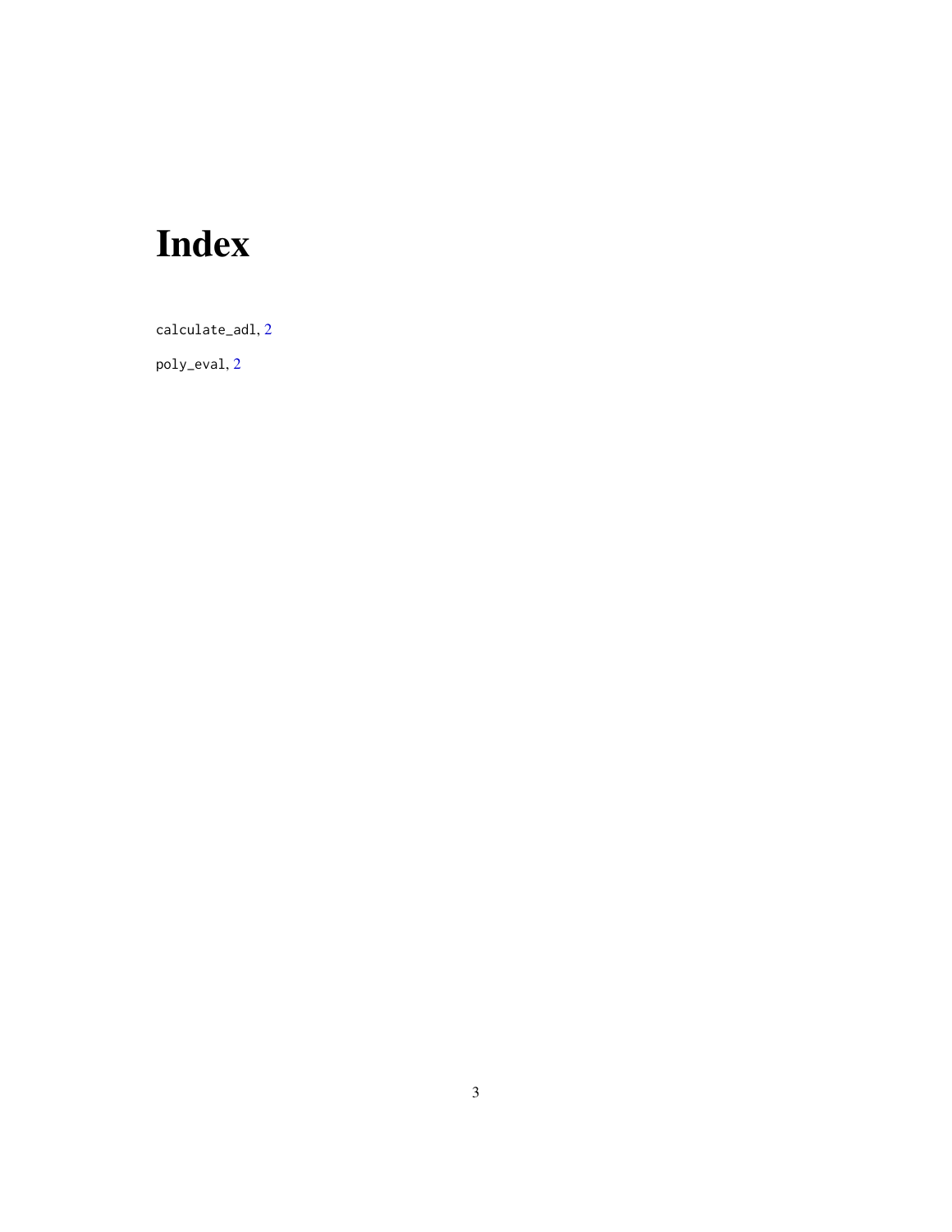# Index

calculate_adl, 2

poly_eval, 2